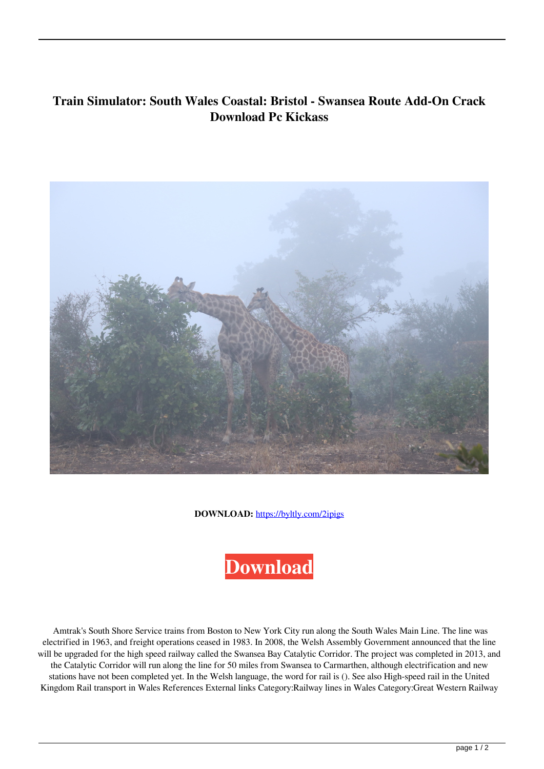# Train Simulator: South Wales Coastal: Bristol - Swansea Route Add-On Crack Download Pc Kickass

**DOWNLOAD:** https://byltly.com/2ipigs

**Download**

Amtrak's South Shore Service trains from Boston to New York City run along the South Wales Main Line. The line was electrified in 1963, and freight operations ceased in 1983. In 2008, the Welsh Assembly Government announced that the line will be upgraded for the high speed railway called the Swansea Bay Catalytic Corridor. The project was completed in 2013, and the Catalytic Corridor will run along the line for 50 miles from Swansea to Carmarthen, although electrification and new stations have not been completed yet. In the Welsh language, the word for rail is (). See also High-speed rail in the United Kingdom Rail transport in Wales References External links Category:Railway lines in Wales Category:Great Western Railway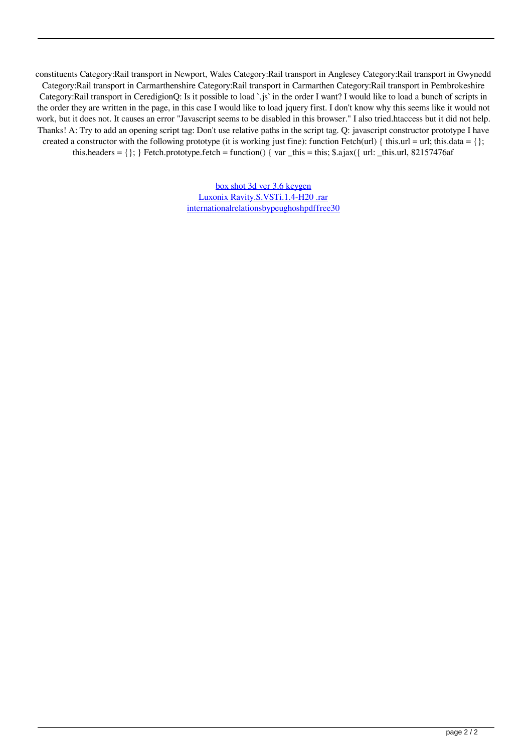constituents Category:Rail transport in Newport, Wales Category:Rail transport in Anglesey Category:Rail transport in Gwynedd Category:Rail transport in Carmarthenshire Category:Rail transport in Carmarthen Category:Rail transport in Pembrokeshire Category:Rail transport in CeredigionQ: Is it possible to load `.js` in the order I want? I would like to load a bunch of scripts in the order they are written in the page, in this case I would like to load jquery first. I don't know why this seems like it would not work, but it does not. It causes an error "Javascript seems to be disabled in this browser." I also tried.htaccess but it did not help. Thanks! A: Try to add an opening script tag: Don't use relative paths in the script tag. Q: javascript constructor prototype I have created a constructor with the following prototype (it is working just fine): function Fetch(url) { this.url = url; this.data = {}; this.headers = {}; } Fetch.prototype.fetch = function() { var _this = this; $.ajax({ url: _this.url, 82157476af

box shot 3d ver 3.6 keygen
Luxonix Ravity.S.VSTi.1.4-H20 .rar
internationalrelationsbypeughoshpdffree30